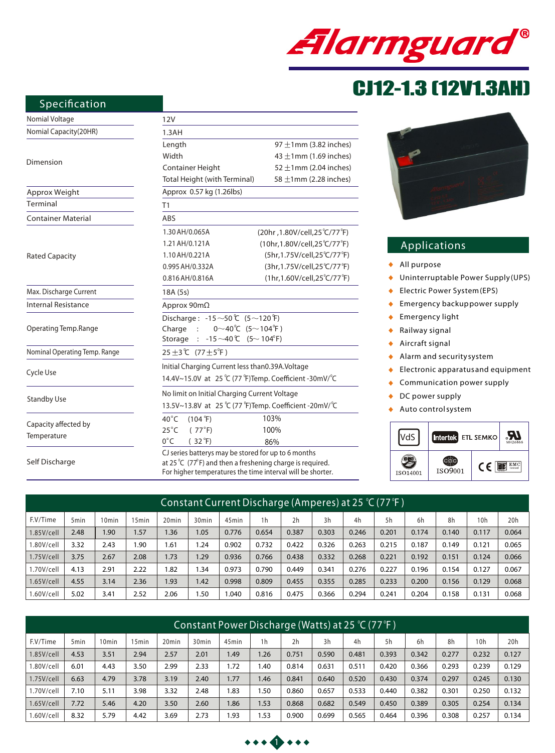# Alarmguard®

## CJ12-1.3 (12V1.3AH)

## Specification

| | | |
|---|---|---|
| Nomial Voltage | 12V | |
| Nomial Capacity(20HR) | 1.3AH | |
| Dimension | Length | 97 ±1mm (3.82 inches) |
| | Width | 43 ±1mm (1.69 inches) |
| | Container Height | 52 ±1mm (2.04 inches) |
| | Total Height (with Terminal) | 58 ±1mm (2.28 inches) |
| Approx Weight | Approx 0.57 kg (1.26lbs) | |
| Terminal | T1 | |
| Container Material | ABS | |
| Rated Capacity | 1.30 AH/0.065A | (20hr ,1.80V/cell,25℃/77℉) |
| | 1.21 AH/0.121A | (10hr,1.80V/cell,25℃/77℉) |
| | 1.10 AH/0.221A | (5hr,1.75V/cell,25℃/77℉) |
| | 0.995 AH/0.332A | (3hr,1.75V/cell,25℃/77℉) |
| | 0.816 AH/0.816A | (1hr,1.60V/cell,25℃/77℉) |
| Max. Discharge Current | 18A (5s) | |
| Internal Resistance | Approx 90mΩ | |
| Operating Temp.Range | Discharge : -15～50℃ (5～120℉) | |
| | Charge : 0～40℃ (5～104℉) | |
| | Storage : -15～40℃ (5～104℉) | |
| Nominal Operating Temp. Range | 25±3℃ (77±5℉) | |
| Cycle Use | Initial Charging Current less than0.39A.Voltage 14.4V~15.0V at 25℃ (77℉)Temp. Coefficient -30mV/℃ | |
| Standby Use | No limit on Initial Charging Current Voltage 13.5V~13.8V at 25℃ (77℉)Temp. Coefficient -20mV/℃ | |
| Capacity affected by Temperature | 40°C (104℉) | 103% |
| | 25°C ( 77℉) | 100% |
| | 0°C ( 32℉) | 86% |
| Self Discharge | CJ series batterys may be stored for up to 6 months at 25℃ (77℉) and then a freshening charge is required. For higher temperatures the time interval will be shorter. | |

## Applications

- All purpose
- Uninterruptable Power Supply(UPS)
- Electric Power System(EPS)
- Emergency backup power supply
- Emergency light
- Railway signal
- Aircraft signal
- Alarm and security system
- Electronic apparatus and equipment
- Communication power supply
- DC power supply
- Auto control system

VdS Intertek ETL SEMKO UL MH26866 ISO14001 ISO9001 CE EMC

## Constant Current Discharge (Amperes) at 25 ℃ (77℉)

| F.V/Time | 5min | 10min | 15min | 20min | 30min | 45min | 1h | 2h | 3h | 4h | 5h | 6h | 8h | 10h | 20h |
|---|---|---|---|---|---|---|---|---|---|---|---|---|---|---|---|
| 1.85V/cell | 2.48 | 1.90 | 1.57 | 1.36 | 1.05 | 0.776 | 0.654 | 0.387 | 0.303 | 0.246 | 0.201 | 0.174 | 0.140 | 0.117 | 0.064 |
| 1.80V/cell | 3.32 | 2.43 | 1.90 | 1.61 | 1.24 | 0.902 | 0.732 | 0.422 | 0.326 | 0.263 | 0.215 | 0.187 | 0.149 | 0.121 | 0.065 |
| 1.75V/cell | 3.75 | 2.67 | 2.08 | 1.73 | 1.29 | 0.936 | 0.766 | 0.438 | 0.332 | 0.268 | 0.221 | 0.192 | 0.151 | 0.124 | 0.066 |
| 1.70V/cell | 4.13 | 2.91 | 2.22 | 1.82 | 1.34 | 0.973 | 0.790 | 0.449 | 0.341 | 0.276 | 0.227 | 0.196 | 0.154 | 0.127 | 0.067 |
| 1.65V/cell | 4.55 | 3.14 | 2.36 | 1.93 | 1.42 | 0.998 | 0.809 | 0.455 | 0.355 | 0.285 | 0.233 | 0.200 | 0.156 | 0.129 | 0.068 |
| 1.60V/cell | 5.02 | 3.41 | 2.52 | 2.06 | 1.50 | 1.040 | 0.816 | 0.475 | 0.366 | 0.294 | 0.241 | 0.204 | 0.158 | 0.131 | 0.068 |

## Constant Power Discharge (Watts) at 25 ℃ (77℉)

| F.V/Time | 5min | 10min | 15min | 20min | 30min | 45min | 1h | 2h | 3h | 4h | 5h | 6h | 8h | 10h | 20h |
|---|---|---|---|---|---|---|---|---|---|---|---|---|---|---|---|
| 1.85V/cell | 4.53 | 3.51 | 2.94 | 2.57 | 2.01 | 1.49 | 1.26 | 0.751 | 0.590 | 0.481 | 0.393 | 0.342 | 0.277 | 0.232 | 0.127 |
| 1.80V/cell | 6.01 | 4.43 | 3.50 | 2.99 | 2.33 | 1.72 | 1.40 | 0.814 | 0.631 | 0.511 | 0.420 | 0.366 | 0.293 | 0.239 | 0.129 |
| 1.75V/cell | 6.63 | 4.79 | 3.78 | 3.19 | 2.40 | 1.77 | 1.46 | 0.841 | 0.640 | 0.520 | 0.430 | 0.374 | 0.297 | 0.245 | 0.130 |
| 1.70V/cell | 7.10 | 5.11 | 3.98 | 3.32 | 2.48 | 1.83 | 1.50 | 0.860 | 0.657 | 0.533 | 0.440 | 0.382 | 0.301 | 0.250 | 0.132 |
| 1.65V/cell | 7.72 | 5.46 | 4.20 | 3.50 | 2.60 | 1.86 | 1.53 | 0.868 | 0.682 | 0.549 | 0.450 | 0.389 | 0.305 | 0.254 | 0.134 |
| 1.60V/cell | 8.32 | 5.79 | 4.42 | 3.69 | 2.73 | 1.93 | 1.53 | 0.900 | 0.699 | 0.565 | 0.464 | 0.396 | 0.308 | 0.257 | 0.134 |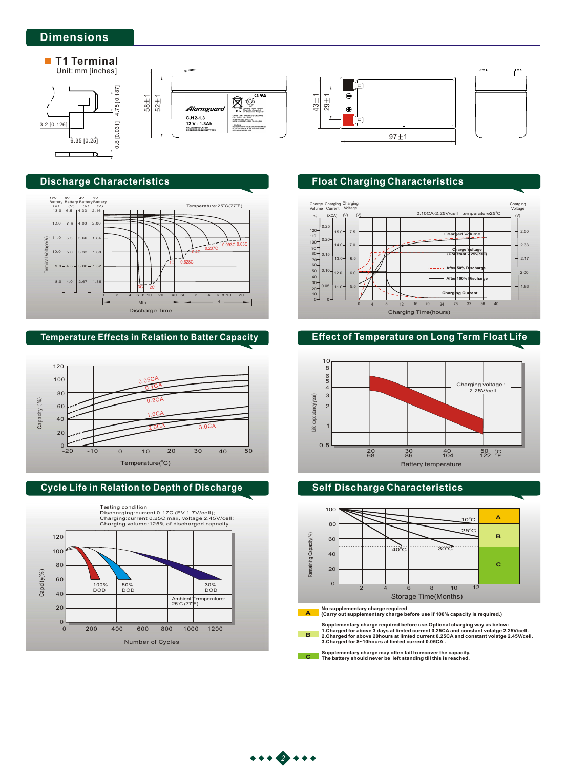## Dimensions

### T1 Terminal

Unit: mm [inches]

3.2 [0.126]
6.35 [0.25]
4.75 [0.187]
0.8 [0.031]

58±1
52±1

Alarmguard
CJ12-1.3
12 V - 1.3Ah
VALVE REGULATED RECHARGEABLE BATTERY

43±1
29±1
97±1

## Discharge Characteristics

12V Battery (V) | 6V Battery (V) | 4V Battery (V) | 2V Battery (V)

Temperature:25°C(77°F)

Terminal Voltage(V)

13.0 6.5 4.33 2.16
12.0 6.0 4.00 2.00
11.0 5.5 3.66 1.84
10.0 5.0 3.33 1.68
9.0 4.5 3.00 1.52
8.0 4.0 2.67 1.36

3C 2C 1C 0.628C 0.4C 0.207C 0.093C 0.05C

1 2 4 6 8 10 20 40 60 2 4 6 8 10 20
Min H

Discharge Time

## Float Charging Characteristics

Charge Volume (%) | Charging Current (XCA) | Charging Voltage (V)

0.10CA-2.25V/cell temperature25°C

Charging Voltage (V)

Charged Volume
Charge Voltage (Constant 2.25v/cell)
After 50% Discharge
After 100% Discharge
Charging Current

0 4 8 12 16 20 24 28 32 36 40

Charging Time(hours)

## Temperature Effects in Relation to Batter Capacity

Capacity (%)

0.05CA 0.1CA 0.2CA 1.0CA 2.0CA 3.0CA

-20 -10 0 10 20 30 40 50

Temperature(°C)

## Effect of Temperature on Long Term Float Life

Life expectancy(year)

Charging voltage : 2.25V/cell

20 30 40 50 °C
68 86 104 122 °F

Battery temperature

## Cycle Life in Relation to Depth of Discharge

Testing condition
Discharging:current 0.17C (FV 1.7V/cell);
Charging:current 0.25C max, voltage 2.45V/cell;
Charging volume:125% of discharged capacity.

Capacity(%)

100% DOD
50% DOD
30% DOD

Ambient Temperature: 25°C (77°F)

0 200 400 600 800 1000 1200

Number of Cycles

## Self Discharge Characteristics

Remaining Capacity(%)

10°C 25°C 40°C 30°C

A B C

0 2 4 6 8 10 12

Storage Time(Months)

**A** No supplementary charge required
(Carry out supplementary charge before use if 100% capacity is required.)

**B** Supplementary charge required before use.Optional charging way as below:
1.Charged for above 3 days at limted current 0.25CA and constant voltage 2.25V/cell.
2.Charged for above 20hours at limted current 0.25CA and constant voltage 2.45V/cell.
3.Charged for 8~10hours at limted current 0.05CA .

**C** Supplementary charge may often fail to recover the capacity.
The battery should never be left standing till this is reached.